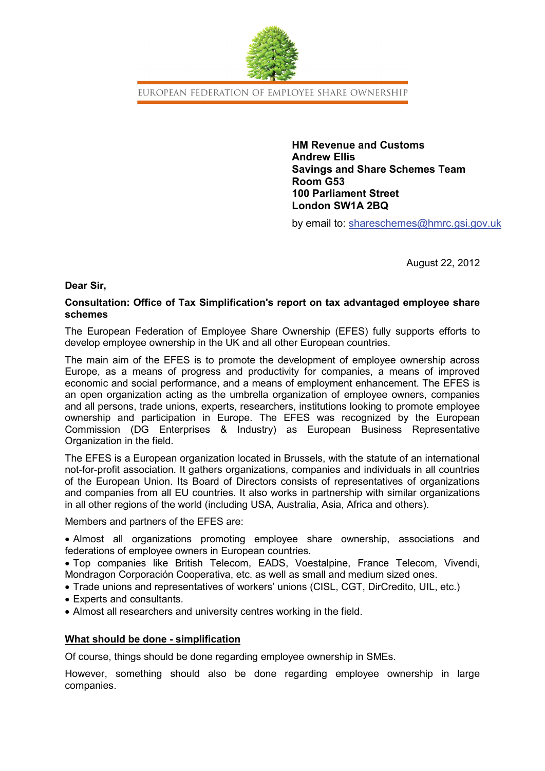EUROPEAN FEDERATION OF EMPLOYEE SHARE OWNERSHIP

**HM Revenue and Customs**
**Andrew Ellis**
**Savings and Share Schemes Team**
**Room G53**
**100 Parliament Street**
**London SW1A 2BQ**

by email to: shareschemes@hmrc.gsi.gov.uk

August 22, 2012

**Dear Sir,**

**Consultation: Office of Tax Simplification's report on tax advantaged employee share schemes**

The European Federation of Employee Share Ownership (EFES) fully supports efforts to develop employee ownership in the UK and all other European countries.

The main aim of the EFES is to promote the development of employee ownership across Europe, as a means of progress and productivity for companies, a means of improved economic and social performance, and a means of employment enhancement. The EFES is an open organization acting as the umbrella organization of employee owners, companies and all persons, trade unions, experts, researchers, institutions looking to promote employee ownership and participation in Europe. The EFES was recognized by the European Commission (DG Enterprises & Industry) as European Business Representative Organization in the field.

The EFES is a European organization located in Brussels, with the statute of an international not-for-profit association. It gathers organizations, companies and individuals in all countries of the European Union. Its Board of Directors consists of representatives of organizations and companies from all EU countries. It also works in partnership with similar organizations in all other regions of the world (including USA, Australia, Asia, Africa and others).

Members and partners of the EFES are:

- Almost all organizations promoting employee share ownership, associations and federations of employee owners in European countries.
- Top companies like British Telecom, EADS, Voestalpine, France Telecom, Vivendi, Mondragon Corporación Cooperativa, etc. as well as small and medium sized ones.
- Trade unions and representatives of workers' unions (CISL, CGT, DirCredito, UIL, etc.)
- Experts and consultants.
- Almost all researchers and university centres working in the field.

## <u>What should be done - simplification</u>

Of course, things should be done regarding employee ownership in SMEs.

However, something should also be done regarding employee ownership in large companies.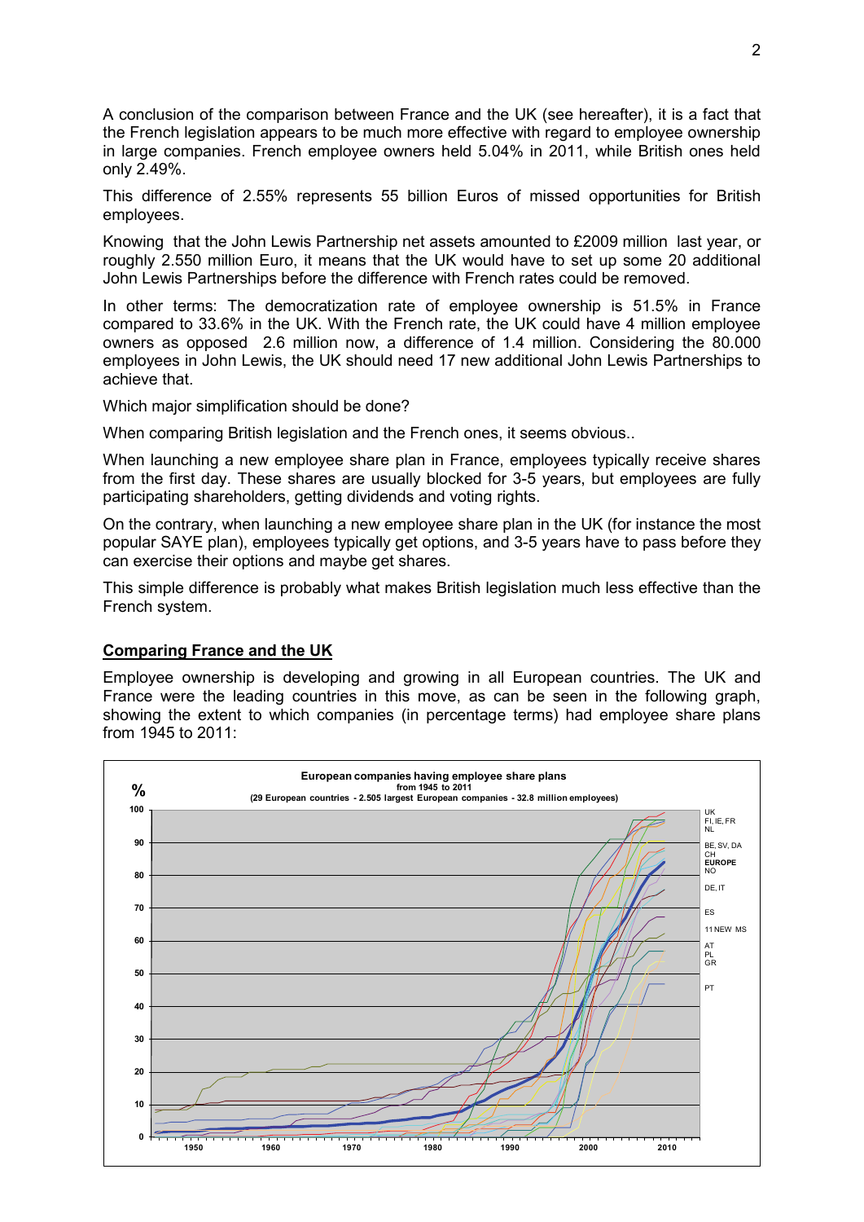A conclusion of the comparison between France and the UK (see hereafter), it is a fact that the French legislation appears to be much more effective with regard to employee ownership in large companies. French employee owners held 5.04% in 2011, while British ones held only 2.49%.

This difference of 2.55% represents 55 billion Euros of missed opportunities for British employees.

Knowing that the John Lewis Partnership net assets amounted to £2009 million last year, or roughly 2.550 million Euro, it means that the UK would have to set up some 20 additional John Lewis Partnerships before the difference with French rates could be removed.

In other terms: The democratization rate of employee ownership is 51.5% in France compared to 33.6% in the UK. With the French rate, the UK could have 4 million employee owners as opposed 2.6 million now, a difference of 1.4 million. Considering the 80.000 employees in John Lewis, the UK should need 17 new additional John Lewis Partnerships to achieve that.

Which major simplification should be done?

When comparing British legislation and the French ones, it seems obvious..

When launching a new employee share plan in France, employees typically receive shares from the first day. These shares are usually blocked for 3-5 years, but employees are fully participating shareholders, getting dividends and voting rights.

On the contrary, when launching a new employee share plan in the UK (for instance the most popular SAYE plan), employees typically get options, and 3-5 years have to pass before they can exercise their options and maybe get shares.

This simple difference is probably what makes British legislation much less effective than the French system.

## Comparing France and the UK

Employee ownership is developing and growing in all European countries. The UK and France were the leading countries in this move, as can be seen in the following graph, showing the extent to which companies (in percentage terms) had employee share plans from 1945 to 2011:

**European companies having employee share plans**
**from 1945 to 2011**
**(29 European countries - 2.505 largest European companies - 32.8 million employees)**

%

100, 90, 80, 70, 60, 50, 40, 30, 20, 10, 0

1950, 1960, 1970, 1980, 1990, 2000, 2010

UK
FI, IE, FR
NL
BE, SV, DA
CH
**EUROPE**
NO
DE, IT
ES
11 NEW MS
AT
PL
GR
PT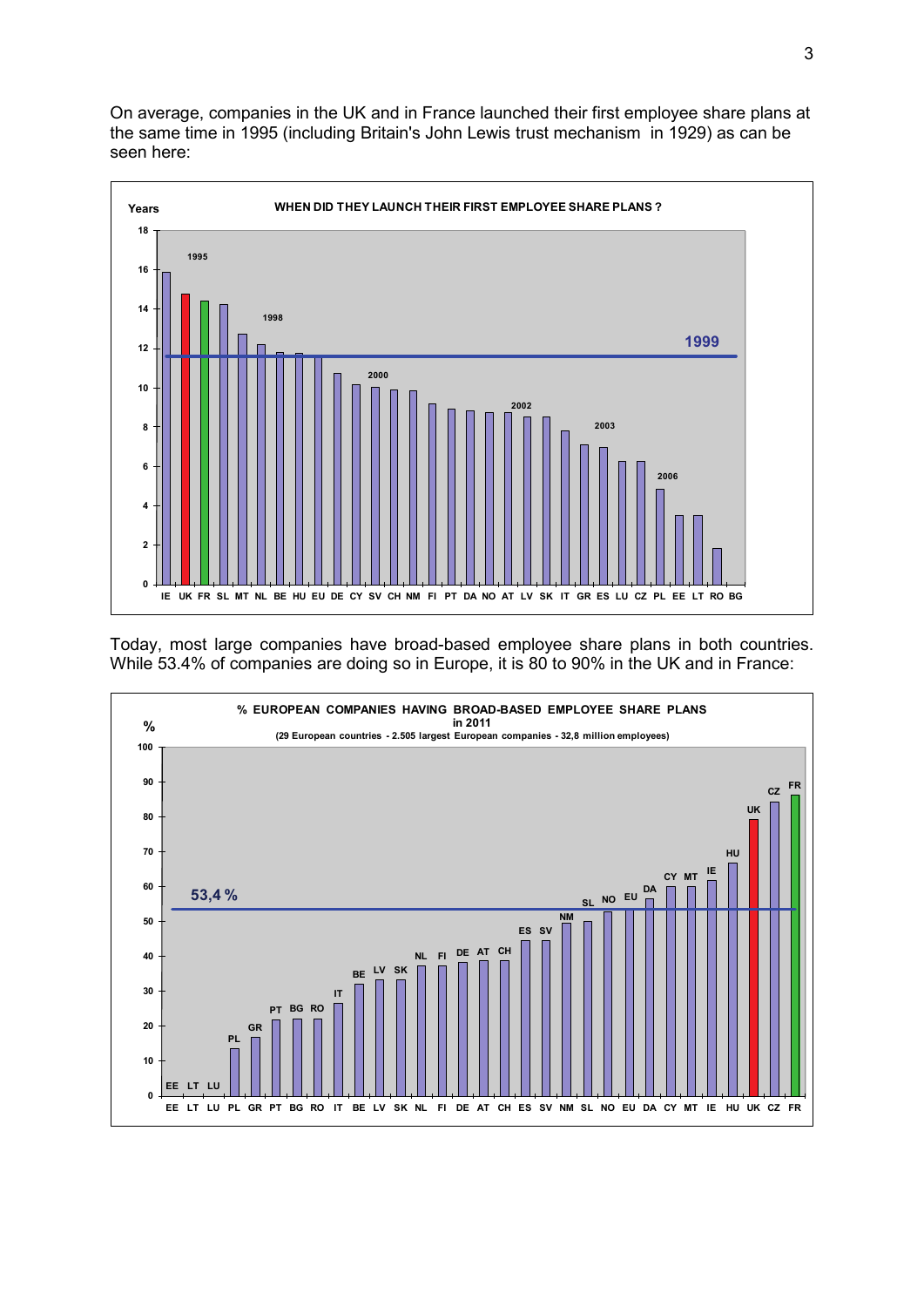On average, companies in the UK and in France launched their first employee share plans at the same time in 1995 (including Britain's John Lewis trust mechanism in 1929) as can be seen here:

**WHEN DID THEY LAUNCH THEIR FIRST EMPLOYEE SHARE PLANS ?**

Years

1995 — 1998 — 1999 — 2000 — 2002 — 2003 — 2006

IE UK FR SL MT NL BE HU EU DE CY SV CH NM FI PT DA NO AT LV SK IT GR ES LU CZ PL EE LT RO BG

Today, most large companies have broad-based employee share plans in both countries. While 53.4% of companies are doing so in Europe, it is 80 to 90% in the UK and in France:

**% EUROPEAN COMPANIES HAVING BROAD-BASED EMPLOYEE SHARE PLANS in 2011**

(29 European countries - 2.505 largest European companies - 32,8 million employees)

53,4 %

EE LT LU PL GR PT BG RO IT BE LV SK NL FI DE AT CH ES SV NM SL NO EU DA CY MT IE HU UK CZ FR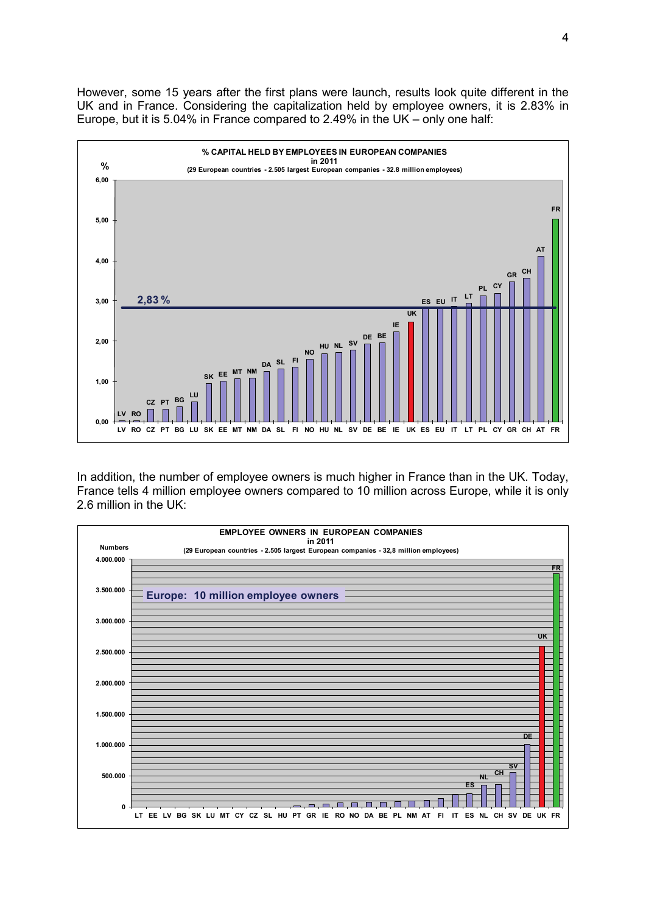However, some 15 years after the first plans were launch, results look quite different in the UK and in France. Considering the capitalization held by employee owners, it is 2.83% in Europe, but it is 5.04% in France compared to 2.49% in the UK – only one half:

**% CAPITAL HELD BY EMPLOYEES IN EUROPEAN COMPANIES**
**in 2011**
**(29 European countries - 2.505 largest European companies - 32.8 million employees)**

2,83 %

LV RO CZ PT BG LU SK EE MT NM DA SL FI NO HU NL SV DE BE IE UK ES EU IT LT PL CY GR CH AT FR

In addition, the number of employee owners is much higher in France than in the UK. Today, France tells 4 million employee owners compared to 10 million across Europe, while it is only 2.6 million in the UK:

**EMPLOYEE OWNERS IN EUROPEAN COMPANIES**
**in 2011**
**(29 European countries - 2.505 largest European companies - 32,8 million employees)**

Europe: 10 million employee owners

LT EE LV BG SK LU MT CY CZ SL HU PT GR IE RO NO DA BE PL NM AT FI IT ES NL CH SV DE UK FR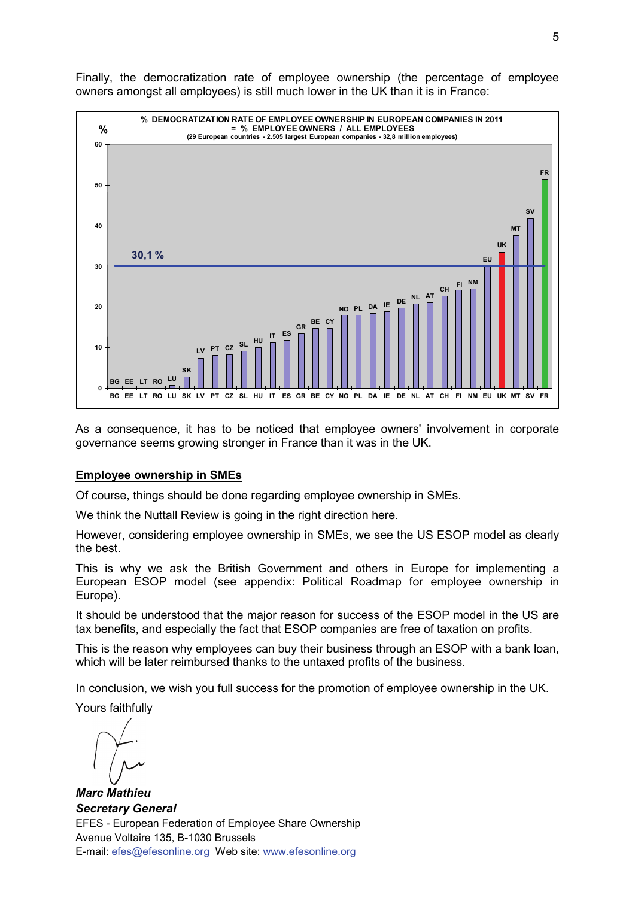Finally, the democratization rate of employee ownership (the percentage of employee owners amongst all employees) is still much lower in the UK than it is in France:

**% DEMOCRATIZATION RATE OF EMPLOYEE OWNERSHIP IN EUROPEAN COMPANIES IN 2011**
**= % EMPLOYEE OWNERS / ALL EMPLOYEES**
**(29 European countries - 2.505 largest European companies - 32,8 million employees)**

As a consequence, it has to be noticed that employee owners' involvement in corporate governance seems growing stronger in France than it was in the UK.

## Employee ownership in SMEs

Of course, things should be done regarding employee ownership in SMEs.

We think the Nuttall Review is going in the right direction here.

However, considering employee ownership in SMEs, we see the US ESOP model as clearly the best.

This is why we ask the British Government and others in Europe for implementing a European ESOP model (see appendix: Political Roadmap for employee ownership in Europe).

It should be understood that the major reason for success of the ESOP model in the US are tax benefits, and especially the fact that ESOP companies are free of taxation on profits.

This is the reason why employees can buy their business through an ESOP with a bank loan, which will be later reimbursed thanks to the untaxed profits of the business.

In conclusion, we wish you full success for the promotion of employee ownership in the UK.

Yours faithfully

***Marc Mathieu***
***Secretary General***
EFES - European Federation of Employee Share Ownership
Avenue Voltaire 135, B-1030 Brussels
E-mail: efes@efesonline.org Web site: www.efesonline.org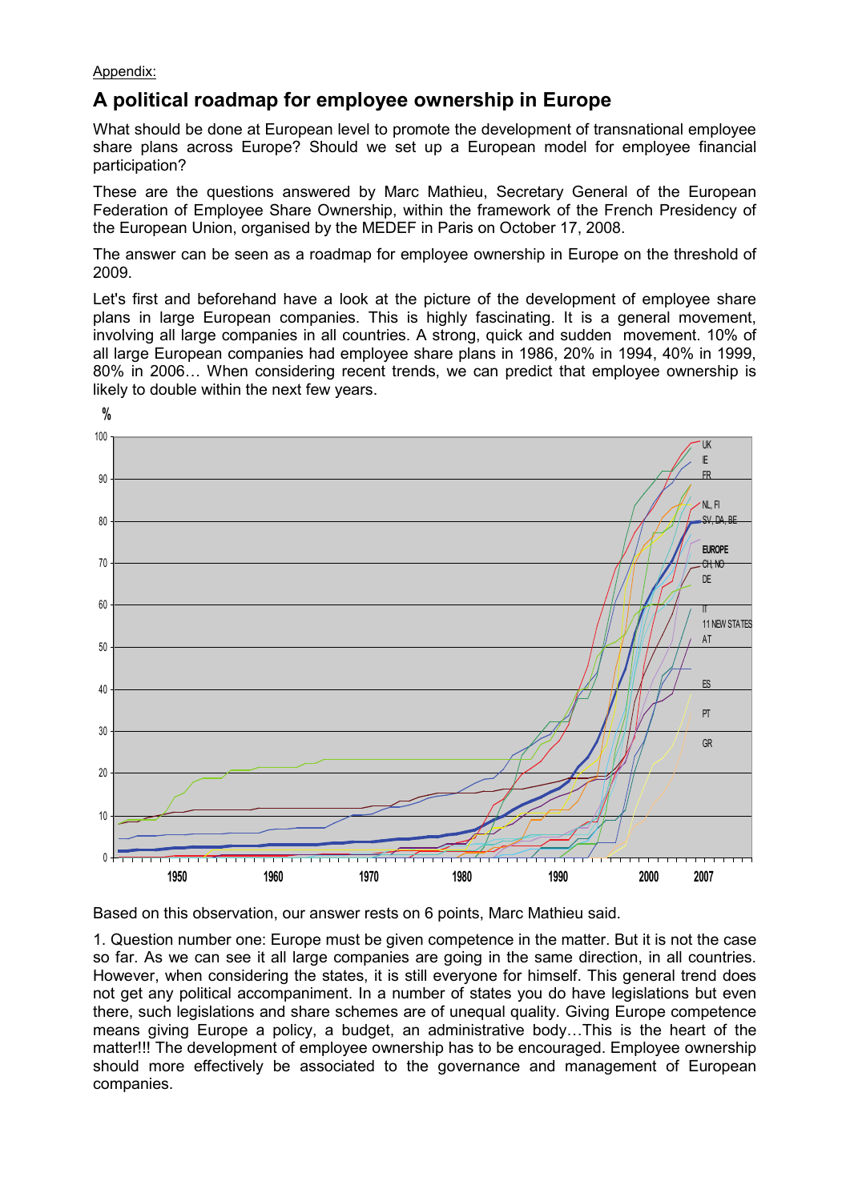Appendix:

## A political roadmap for employee ownership in Europe

What should be done at European level to promote the development of transnational employee share plans across Europe? Should we set up a European model for employee financial participation?

These are the questions answered by Marc Mathieu, Secretary General of the European Federation of Employee Share Ownership, within the framework of the French Presidency of the European Union, organised by the MEDEF in Paris on October 17, 2008.

The answer can be seen as a roadmap for employee ownership in Europe on the threshold of 2009.

Let's first and beforehand have a look at the picture of the development of employee share plans in large European companies. This is highly fascinating. It is a general movement, involving all large companies in all countries. A strong, quick and sudden movement. 10% of all large European companies had employee share plans in 1986, 20% in 1994, 40% in 1999, 80% in 2006… When considering recent trends, we can predict that employee ownership is likely to double within the next few years.

Based on this observation, our answer rests on 6 points, Marc Mathieu said.

1. Question number one: Europe must be given competence in the matter. But it is not the case so far. As we can see it all large companies are going in the same direction, in all countries. However, when considering the states, it is still everyone for himself. This general trend does not get any political accompaniment. In a number of states you do have legislations but even there, such legislations and share schemes are of unequal quality. Giving Europe competence means giving Europe a policy, a budget, an administrative body…This is the heart of the matter!!! The development of employee ownership has to be encouraged. Employee ownership should more effectively be associated to the governance and management of European companies.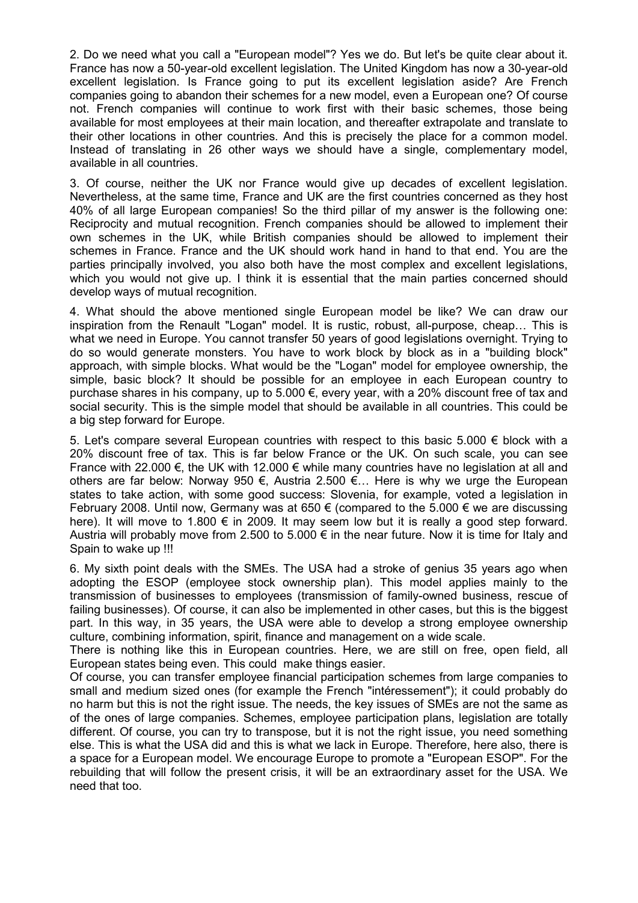2. Do we need what you call a "European model"? Yes we do. But let's be quite clear about it. France has now a 50-year-old excellent legislation. The United Kingdom has now a 30-year-old excellent legislation. Is France going to put its excellent legislation aside? Are French companies going to abandon their schemes for a new model, even a European one? Of course not. French companies will continue to work first with their basic schemes, those being available for most employees at their main location, and thereafter extrapolate and translate to their other locations in other countries. And this is precisely the place for a common model. Instead of translating in 26 other ways we should have a single, complementary model, available in all countries.

3. Of course, neither the UK nor France would give up decades of excellent legislation. Nevertheless, at the same time, France and UK are the first countries concerned as they host 40% of all large European companies! So the third pillar of my answer is the following one: Reciprocity and mutual recognition. French companies should be allowed to implement their own schemes in the UK, while British companies should be allowed to implement their schemes in France. France and the UK should work hand in hand to that end. You are the parties principally involved, you also both have the most complex and excellent legislations, which you would not give up. I think it is essential that the main parties concerned should develop ways of mutual recognition.

4. What should the above mentioned single European model be like? We can draw our inspiration from the Renault "Logan" model. It is rustic, robust, all-purpose, cheap… This is what we need in Europe. You cannot transfer 50 years of good legislations overnight. Trying to do so would generate monsters. You have to work block by block as in a "building block" approach, with simple blocks. What would be the "Logan" model for employee ownership, the simple, basic block? It should be possible for an employee in each European country to purchase shares in his company, up to 5.000 €, every year, with a 20% discount free of tax and social security. This is the simple model that should be available in all countries. This could be a big step forward for Europe.

5. Let's compare several European countries with respect to this basic 5.000 € block with a 20% discount free of tax. This is far below France or the UK. On such scale, you can see France with 22.000 €, the UK with 12.000 € while many countries have no legislation at all and others are far below: Norway 950 €, Austria 2.500 €… Here is why we urge the European states to take action, with some good success: Slovenia, for example, voted a legislation in February 2008. Until now, Germany was at 650 € (compared to the 5.000 € we are discussing here). It will move to 1.800 € in 2009. It may seem low but it is really a good step forward. Austria will probably move from 2.500 to 5.000 € in the near future. Now it is time for Italy and Spain to wake up !!!

6. My sixth point deals with the SMEs. The USA had a stroke of genius 35 years ago when adopting the ESOP (employee stock ownership plan). This model applies mainly to the transmission of businesses to employees (transmission of family-owned business, rescue of failing businesses). Of course, it can also be implemented in other cases, but this is the biggest part. In this way, in 35 years, the USA were able to develop a strong employee ownership culture, combining information, spirit, finance and management on a wide scale.

There is nothing like this in European countries. Here, we are still on free, open field, all European states being even. This could make things easier.

Of course, you can transfer employee financial participation schemes from large companies to small and medium sized ones (for example the French "intéressement"); it could probably do no harm but this is not the right issue. The needs, the key issues of SMEs are not the same as of the ones of large companies. Schemes, employee participation plans, legislation are totally different. Of course, you can try to transpose, but it is not the right issue, you need something else. This is what the USA did and this is what we lack in Europe. Therefore, here also, there is a space for a European model. We encourage Europe to promote a "European ESOP". For the rebuilding that will follow the present crisis, it will be an extraordinary asset for the USA. We need that too.